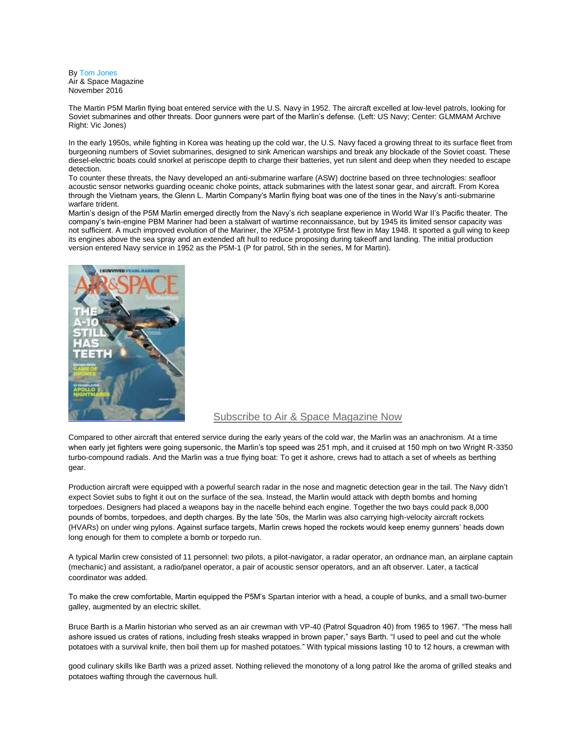By Tom Jones
Air & Space Magazine
November 2016

The Martin P5M Marlin flying boat entered service with the U.S. Navy in 1952. The aircraft excelled at low-level patrols, looking for Soviet submarines and other threats. Door gunners were part of the Marlin's defense. (Left: US Navy; Center: GLMMAM Archive Right: Vic Jones)

In the early 1950s, while fighting in Korea was heating up the cold war, the U.S. Navy faced a growing threat to its surface fleet from burgeoning numbers of Soviet submarines, designed to sink American warships and break any blockade of the Soviet coast. These diesel-electric boats could snorkel at periscope depth to charge their batteries, yet run silent and deep when they needed to escape detection.

To counter these threats, the Navy developed an anti-submarine warfare (ASW) doctrine based on three technologies: seafloor acoustic sensor networks guarding oceanic choke points, attack submarines with the latest sonar gear, and aircraft. From Korea through the Vietnam years, the Glenn L. Martin Company's Marlin flying boat was one of the tines in the Navy's anti-submarine warfare trident.

Martin's design of the P5M Marlin emerged directly from the Navy's rich seaplane experience in World War II's Pacific theater. The company's twin-engine PBM Mariner had been a stalwart of wartime reconnaissance, but by 1945 its limited sensor capacity was not sufficient. A much improved evolution of the Mariner, the XP5M-1 prototype first flew in May 1948. It sported a gull wing to keep its engines above the sea spray and an extended aft hull to reduce proposing during takeoff and landing. The initial production version entered Navy service in 1952 as the P5M-1 (P for patrol, 5th in the series, M for Martin).

Subscribe to Air & Space Magazine Now

Compared to other aircraft that entered service during the early years of the cold war, the Marlin was an anachronism. At a time when early jet fighters were going supersonic, the Marlin's top speed was 251 mph, and it cruised at 150 mph on two Wright R-3350 turbo-compound radials. And the Marlin was a true flying boat: To get it ashore, crews had to attach a set of wheels as berthing gear.

Production aircraft were equipped with a powerful search radar in the nose and magnetic detection gear in the tail. The Navy didn't expect Soviet subs to fight it out on the surface of the sea. Instead, the Marlin would attack with depth bombs and homing torpedoes. Designers had placed a weapons bay in the nacelle behind each engine. Together the two bays could pack 8,000 pounds of bombs, torpedoes, and depth charges. By the late '50s, the Marlin was also carrying high-velocity aircraft rockets (HVARs) on under wing pylons. Against surface targets, Marlin crews hoped the rockets would keep enemy gunners' heads down long enough for them to complete a bomb or torpedo run.

A typical Marlin crew consisted of 11 personnel: two pilots, a pilot-navigator, a radar operator, an ordnance man, an airplane captain (mechanic) and assistant, a radio/panel operator, a pair of acoustic sensor operators, and an aft observer. Later, a tactical coordinator was added.

To make the crew comfortable, Martin equipped the P5M's Spartan interior with a head, a couple of bunks, and a small two-burner galley, augmented by an electric skillet.

Bruce Barth is a Marlin historian who served as an air crewman with VP-40 (Patrol Squadron 40) from 1965 to 1967. "The mess hall ashore issued us crates of rations, including fresh steaks wrapped in brown paper," says Barth. "I used to peel and cut the whole potatoes with a survival knife, then boil them up for mashed potatoes." With typical missions lasting 10 to 12 hours, a crewman with good culinary skills like Barth was a prized asset. Nothing relieved the monotony of a long patrol like the aroma of grilled steaks and potatoes wafting through the cavernous hull.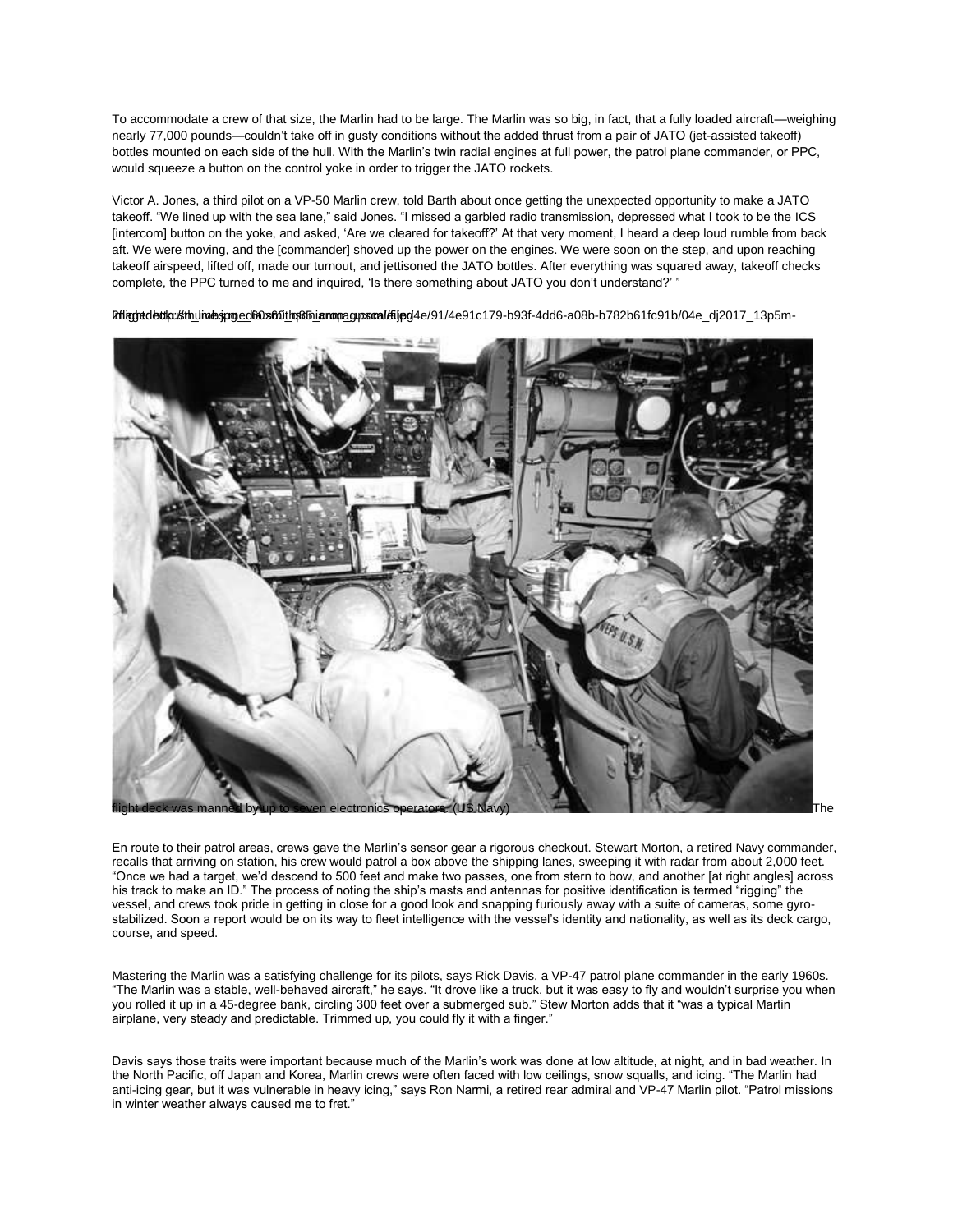To accommodate a crew of that size, the Marlin had to be large. The Marlin was so big, in fact, that a fully loaded aircraft—weighing nearly 77,000 pounds—couldn't take off in gusty conditions without the added thrust from a pair of JATO (jet-assisted takeoff) bottles mounted on each side of the hull. With the Marlin's twin radial engines at full power, the patrol plane commander, or PPC, would squeeze a button on the control yoke in order to trigger the JATO rockets.

Victor A. Jones, a third pilot on a VP-50 Marlin crew, told Barth about once getting the unexpected opportunity to make a JATO takeoff. "We lined up with the sea lane," said Jones. "I missed a garbled radio transmission, depressed what I took to be the ICS [intercom] button on the yoke, and asked, 'Are we cleared for takeoff?' At that very moment, I heard a deep loud rumble from back aft. We were moving, and the [commander] shoved up the power on the engines. We were soon on the step, and upon reaching takeoff airspeed, lifted off, made our turnout, and jettisoned the JATO bottles. After everything was squared away, takeoff checks complete, the PPC turned to me and inquired, 'Is there something about JATO you don't understand?' "

The flight deck was manned by up to seven electronics operators. (US Navy)

En route to their patrol areas, crews gave the Marlin's sensor gear a rigorous checkout. Stewart Morton, a retired Navy commander, recalls that arriving on station, his crew would patrol a box above the shipping lanes, sweeping it with radar from about 2,000 feet. "Once we had a target, we'd descend to 500 feet and make two passes, one from stern to bow, and another [at right angles] across his track to make an ID." The process of noting the ship's masts and antennas for positive identification is termed "rigging" the vessel, and crews took pride in getting in close for a good look and snapping furiously away with a suite of cameras, some gyro-stabilized. Soon a report would be on its way to fleet intelligence with the vessel's identity and nationality, as well as its deck cargo, course, and speed.

Mastering the Marlin was a satisfying challenge for its pilots, says Rick Davis, a VP-47 patrol plane commander in the early 1960s. "The Marlin was a stable, well-behaved aircraft," he says. "It drove like a truck, but it was easy to fly and wouldn't surprise you when you rolled it up in a 45-degree bank, circling 300 feet over a submerged sub." Stew Morton adds that it "was a typical Martin airplane, very steady and predictable. Trimmed up, you could fly it with a finger."

Davis says those traits were important because much of the Marlin's work was done at low altitude, at night, and in bad weather. In the North Pacific, off Japan and Korea, Marlin crews were often faced with low ceilings, snow squalls, and icing. "The Marlin had anti-icing gear, but it was vulnerable in heavy icing," says Ron Narmi, a retired rear admiral and VP-47 Marlin pilot. "Patrol missions in winter weather always caused me to fret."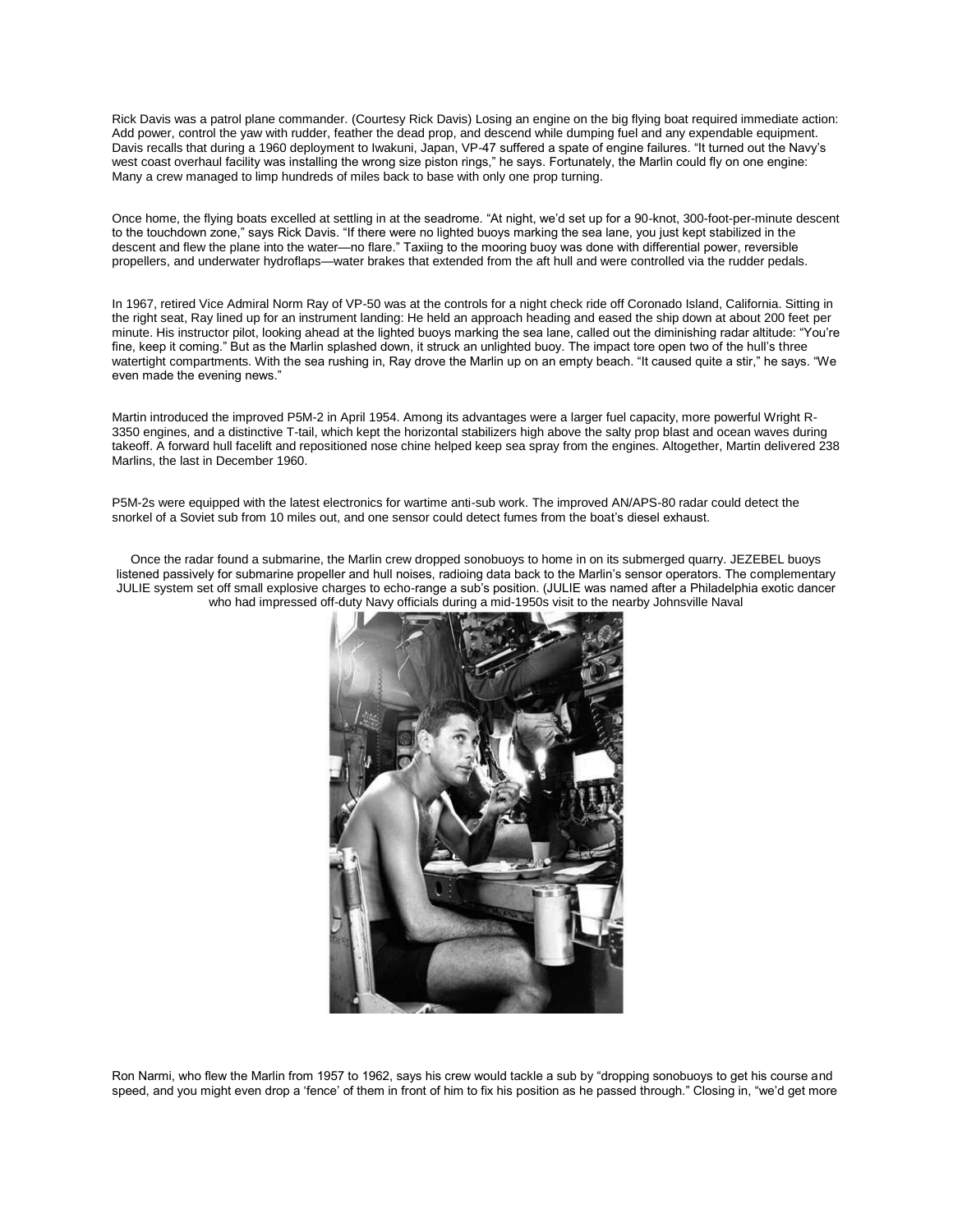Rick Davis was a patrol plane commander. (Courtesy Rick Davis) Losing an engine on the big flying boat required immediate action: Add power, control the yaw with rudder, feather the dead prop, and descend while dumping fuel and any expendable equipment. Davis recalls that during a 1960 deployment to Iwakuni, Japan, VP-47 suffered a spate of engine failures. "It turned out the Navy's west coast overhaul facility was installing the wrong size piston rings," he says. Fortunately, the Marlin could fly on one engine: Many a crew managed to limp hundreds of miles back to base with only one prop turning.

Once home, the flying boats excelled at settling in at the seadrome. "At night, we'd set up for a 90-knot, 300-foot-per-minute descent to the touchdown zone," says Rick Davis. "If there were no lighted buoys marking the sea lane, you just kept stabilized in the descent and flew the plane into the water—no flare." Taxiing to the mooring buoy was done with differential power, reversible propellers, and underwater hydroflaps—water brakes that extended from the aft hull and were controlled via the rudder pedals.

In 1967, retired Vice Admiral Norm Ray of VP-50 was at the controls for a night check ride off Coronado Island, California. Sitting in the right seat, Ray lined up for an instrument landing: He held an approach heading and eased the ship down at about 200 feet per minute. His instructor pilot, looking ahead at the lighted buoys marking the sea lane, called out the diminishing radar altitude: "You're fine, keep it coming." But as the Marlin splashed down, it struck an unlighted buoy. The impact tore open two of the hull's three watertight compartments. With the sea rushing in, Ray drove the Marlin up on an empty beach. "It caused quite a stir," he says. "We even made the evening news."

Martin introduced the improved P5M-2 in April 1954. Among its advantages were a larger fuel capacity, more powerful Wright R-3350 engines, and a distinctive T-tail, which kept the horizontal stabilizers high above the salty prop blast and ocean waves during takeoff. A forward hull facelift and repositioned nose chine helped keep sea spray from the engines. Altogether, Martin delivered 238 Marlins, the last in December 1960.

P5M-2s were equipped with the latest electronics for wartime anti-sub work. The improved AN/APS-80 radar could detect the snorkel of a Soviet sub from 10 miles out, and one sensor could detect fumes from the boat's diesel exhaust.

Once the radar found a submarine, the Marlin crew dropped sonobuoys to home in on its submerged quarry. JEZEBEL buoys listened passively for submarine propeller and hull noises, radioing data back to the Marlin's sensor operators. The complementary JULIE system set off small explosive charges to echo-range a sub's position. (JULIE was named after a Philadelphia exotic dancer who had impressed off-duty Navy officials during a mid-1950s visit to the nearby Johnsville Naval

Ron Narmi, who flew the Marlin from 1957 to 1962, says his crew would tackle a sub by "dropping sonobuoys to get his course and speed, and you might even drop a 'fence' of them in front of him to fix his position as he passed through." Closing in, "we'd get more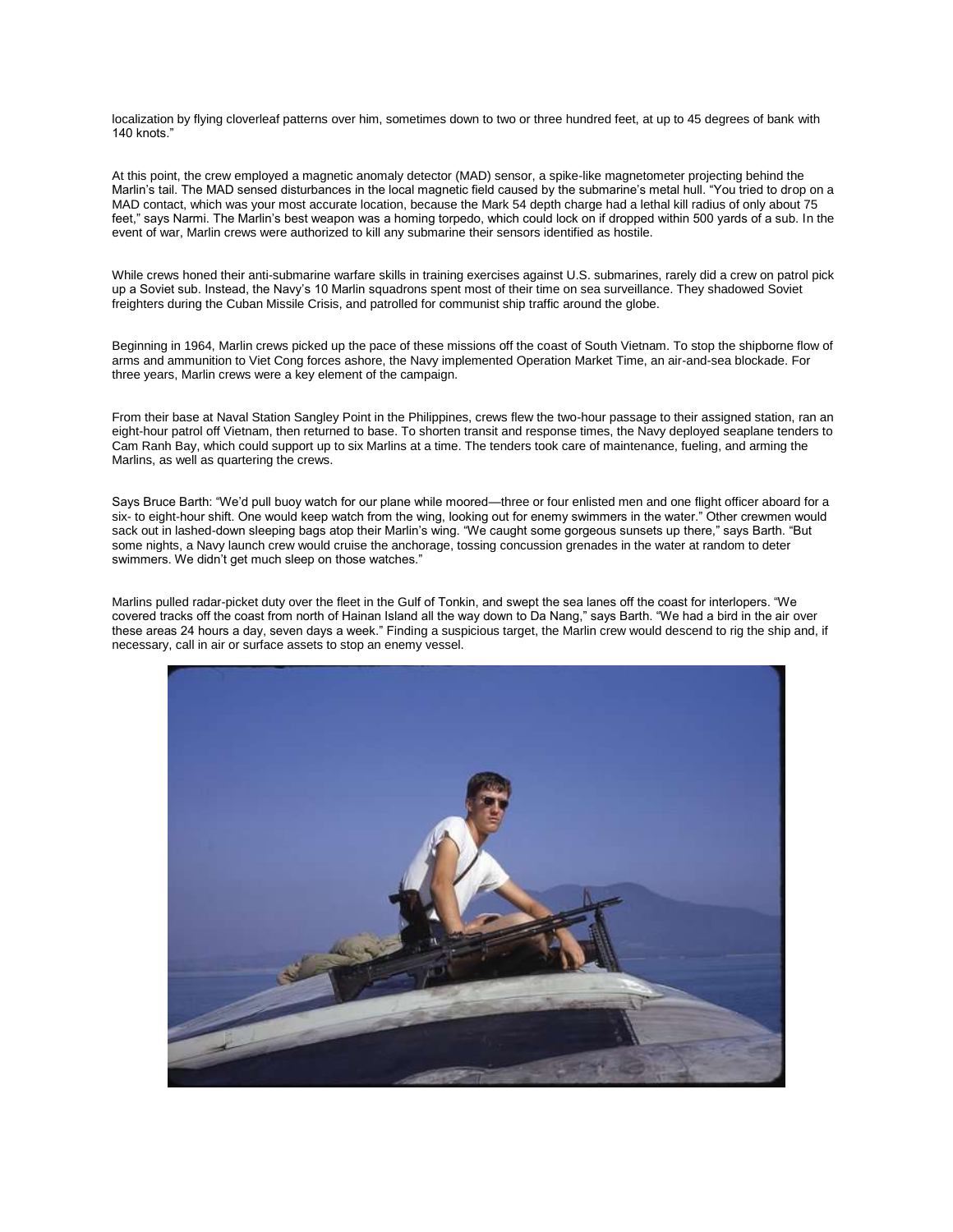localization by flying cloverleaf patterns over him, sometimes down to two or three hundred feet, at up to 45 degrees of bank with 140 knots."

At this point, the crew employed a magnetic anomaly detector (MAD) sensor, a spike-like magnetometer projecting behind the Marlin's tail. The MAD sensed disturbances in the local magnetic field caused by the submarine's metal hull. "You tried to drop on a MAD contact, which was your most accurate location, because the Mark 54 depth charge had a lethal kill radius of only about 75 feet," says Narmi. The Marlin's best weapon was a homing torpedo, which could lock on if dropped within 500 yards of a sub. In the event of war, Marlin crews were authorized to kill any submarine their sensors identified as hostile.

While crews honed their anti-submarine warfare skills in training exercises against U.S. submarines, rarely did a crew on patrol pick up a Soviet sub. Instead, the Navy's 10 Marlin squadrons spent most of their time on sea surveillance. They shadowed Soviet freighters during the Cuban Missile Crisis, and patrolled for communist ship traffic around the globe.

Beginning in 1964, Marlin crews picked up the pace of these missions off the coast of South Vietnam. To stop the shipborne flow of arms and ammunition to Viet Cong forces ashore, the Navy implemented Operation Market Time, an air-and-sea blockade. For three years, Marlin crews were a key element of the campaign.

From their base at Naval Station Sangley Point in the Philippines, crews flew the two-hour passage to their assigned station, ran an eight-hour patrol off Vietnam, then returned to base. To shorten transit and response times, the Navy deployed seaplane tenders to Cam Ranh Bay, which could support up to six Marlins at a time. The tenders took care of maintenance, fueling, and arming the Marlins, as well as quartering the crews.

Says Bruce Barth: "We'd pull buoy watch for our plane while moored—three or four enlisted men and one flight officer aboard for a six- to eight-hour shift. One would keep watch from the wing, looking out for enemy swimmers in the water." Other crewmen would sack out in lashed-down sleeping bags atop their Marlin's wing. "We caught some gorgeous sunsets up there," says Barth. "But some nights, a Navy launch crew would cruise the anchorage, tossing concussion grenades in the water at random to deter swimmers. We didn't get much sleep on those watches."

Marlins pulled radar-picket duty over the fleet in the Gulf of Tonkin, and swept the sea lanes off the coast for interlopers. "We covered tracks off the coast from north of Hainan Island all the way down to Da Nang," says Barth. "We had a bird in the air over these areas 24 hours a day, seven days a week." Finding a suspicious target, the Marlin crew would descend to rig the ship and, if necessary, call in air or surface assets to stop an enemy vessel.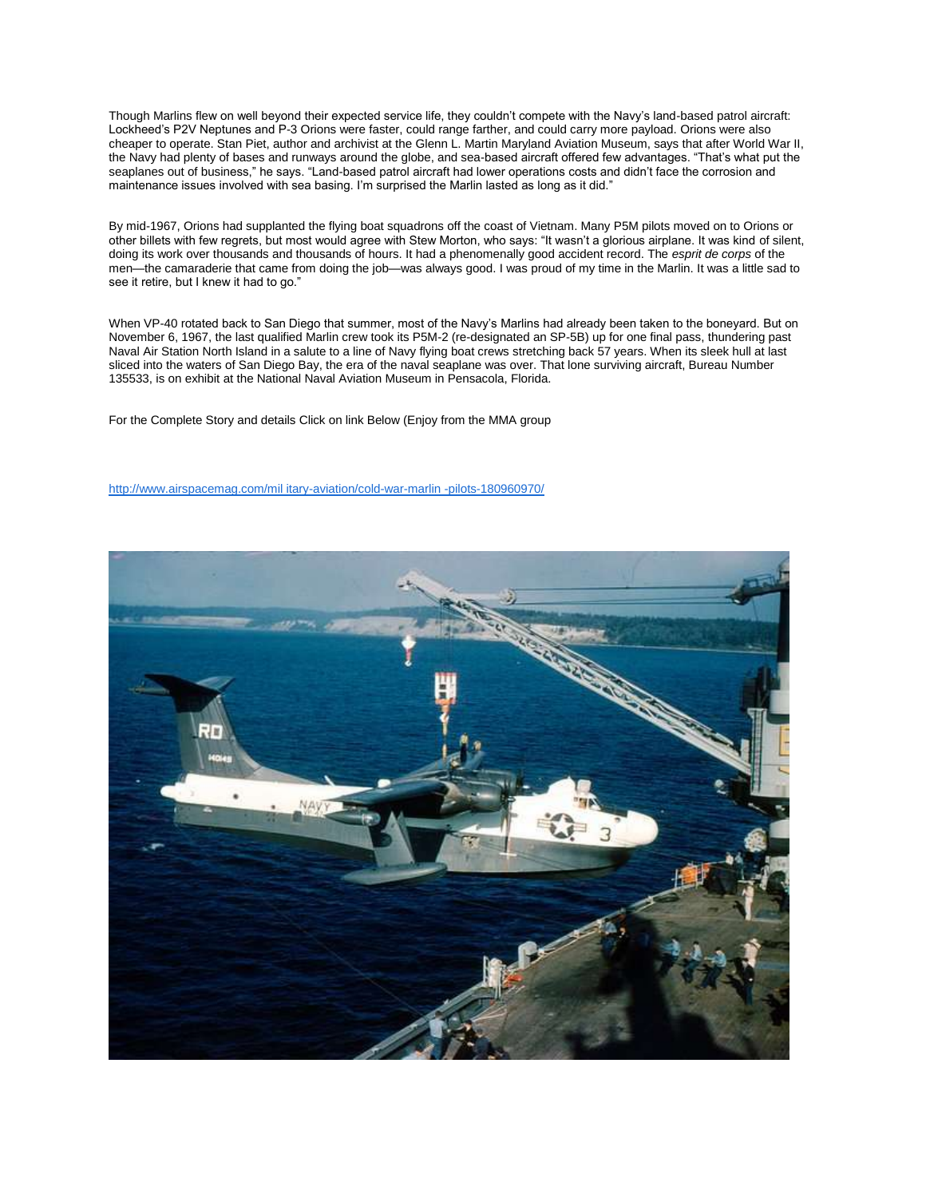Though Marlins flew on well beyond their expected service life, they couldn't compete with the Navy's land-based patrol aircraft: Lockheed's P2V Neptunes and P-3 Orions were faster, could range farther, and could carry more payload. Orions were also cheaper to operate. Stan Piet, author and archivist at the Glenn L. Martin Maryland Aviation Museum, says that after World War II, the Navy had plenty of bases and runways around the globe, and sea-based aircraft offered few advantages. "That's what put the seaplanes out of business," he says. "Land-based patrol aircraft had lower operations costs and didn't face the corrosion and maintenance issues involved with sea basing. I'm surprised the Marlin lasted as long as it did."

By mid-1967, Orions had supplanted the flying boat squadrons off the coast of Vietnam. Many P5M pilots moved on to Orions or other billets with few regrets, but most would agree with Stew Morton, who says: "It wasn't a glorious airplane. It was kind of silent, doing its work over thousands and thousands of hours. It had a phenomenally good accident record. The *esprit de corps* of the men—the camaraderie that came from doing the job—was always good. I was proud of my time in the Marlin. It was a little sad to see it retire, but I knew it had to go."

When VP-40 rotated back to San Diego that summer, most of the Navy's Marlins had already been taken to the boneyard. But on November 6, 1967, the last qualified Marlin crew took its P5M-2 (re-designated an SP-5B) up for one final pass, thundering past Naval Air Station North Island in a salute to a line of Navy flying boat crews stretching back 57 years. When its sleek hull at last sliced into the waters of San Diego Bay, the era of the naval seaplane was over. That lone surviving aircraft, Bureau Number 135533, is on exhibit at the National Naval Aviation Museum in Pensacola, Florida.

For the Complete Story and details Click on link Below (Enjoy from the MMA group

http://www.airspacemag.com/mil itary-aviation/cold-war-marlin -pilots-180960970/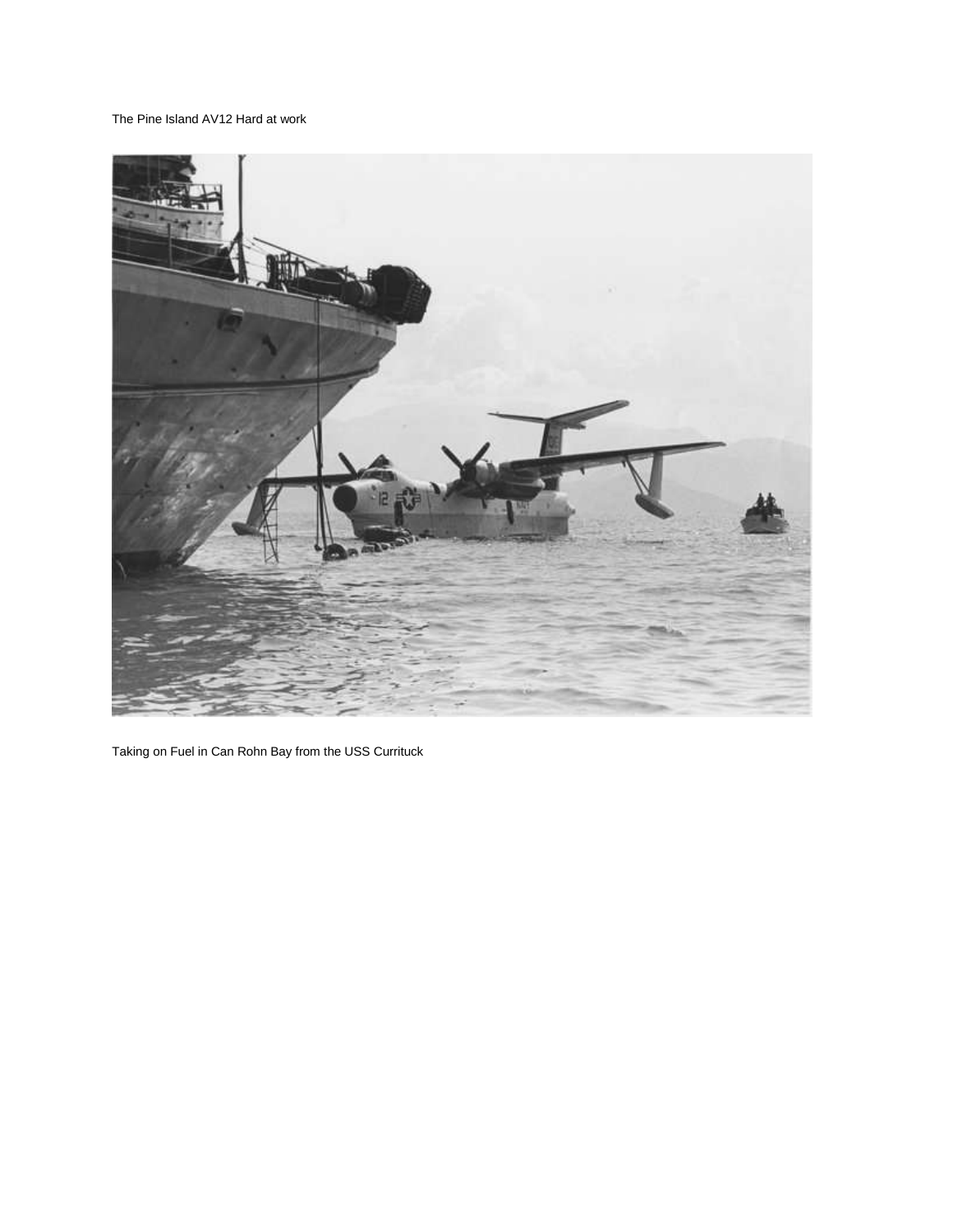The Pine Island AV12 Hard at work

Taking on Fuel in Can Rohn Bay from the USS Currituck